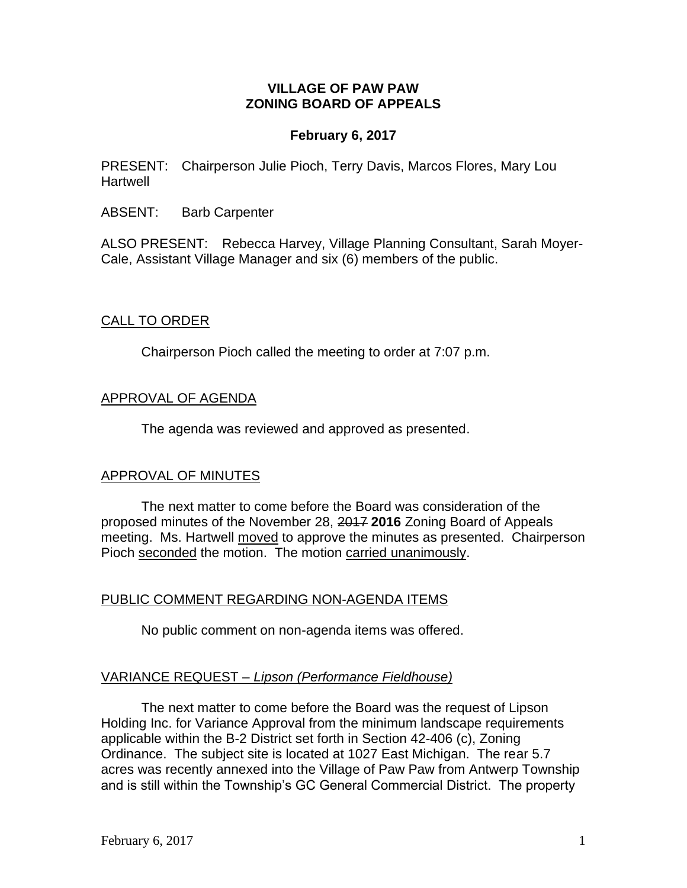# VILLAGE OF PAW PAW
# ZONING BOARD OF APPEALS

**February 6, 2017**

PRESENT: Chairperson Julie Pioch, Terry Davis, Marcos Flores, Mary Lou Hartwell

ABSENT: Barb Carpenter

ALSO PRESENT: Rebecca Harvey, Village Planning Consultant, Sarah Moyer-Cale, Assistant Village Manager and six (6) members of the public.

## CALL TO ORDER

Chairperson Pioch called the meeting to order at 7:07 p.m.

## APPROVAL OF AGENDA

The agenda was reviewed and approved as presented.

## APPROVAL OF MINUTES

The next matter to come before the Board was consideration of the proposed minutes of the November 28, ~~2017~~ **2016** Zoning Board of Appeals meeting. Ms. Hartwell moved to approve the minutes as presented. Chairperson Pioch seconded the motion. The motion carried unanimously.

## PUBLIC COMMENT REGARDING NON-AGENDA ITEMS

No public comment on non-agenda items was offered.

## VARIANCE REQUEST – *Lipson (Performance Fieldhouse)*

The next matter to come before the Board was the request of Lipson Holding Inc. for Variance Approval from the minimum landscape requirements applicable within the B-2 District set forth in Section 42-406 (c), Zoning Ordinance. The subject site is located at 1027 East Michigan. The rear 5.7 acres was recently annexed into the Village of Paw Paw from Antwerp Township and is still within the Township's GC General Commercial District. The property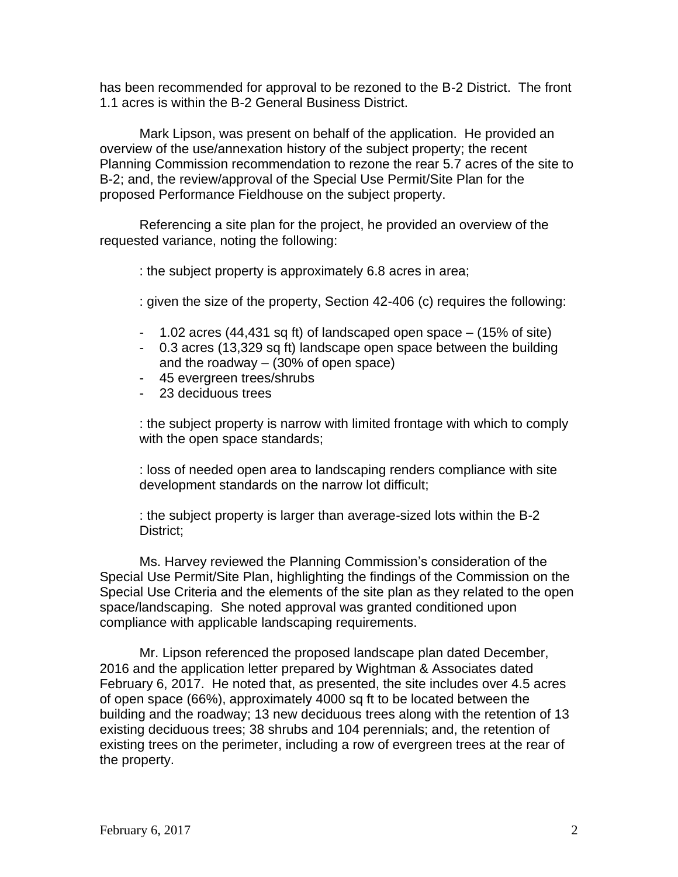has been recommended for approval to be rezoned to the B-2 District. The front 1.1 acres is within the B-2 General Business District.

Mark Lipson, was present on behalf of the application. He provided an overview of the use/annexation history of the subject property; the recent Planning Commission recommendation to rezone the rear 5.7 acres of the site to B-2; and, the review/approval of the Special Use Permit/Site Plan for the proposed Performance Fieldhouse on the subject property.

Referencing a site plan for the project, he provided an overview of the requested variance, noting the following:

: the subject property is approximately 6.8 acres in area;

: given the size of the property, Section 42-406 (c) requires the following:

- 1.02 acres (44,431 sq ft) of landscaped open space – (15% of site)
- 0.3 acres (13,329 sq ft) landscape open space between the building and the roadway – (30% of open space)
- 45 evergreen trees/shrubs
- 23 deciduous trees

: the subject property is narrow with limited frontage with which to comply with the open space standards;

: loss of needed open area to landscaping renders compliance with site development standards on the narrow lot difficult;

: the subject property is larger than average-sized lots within the B-2 District;

Ms. Harvey reviewed the Planning Commission's consideration of the Special Use Permit/Site Plan, highlighting the findings of the Commission on the Special Use Criteria and the elements of the site plan as they related to the open space/landscaping. She noted approval was granted conditioned upon compliance with applicable landscaping requirements.

Mr. Lipson referenced the proposed landscape plan dated December, 2016 and the application letter prepared by Wightman & Associates dated February 6, 2017. He noted that, as presented, the site includes over 4.5 acres of open space (66%), approximately 4000 sq ft to be located between the building and the roadway; 13 new deciduous trees along with the retention of 13 existing deciduous trees; 38 shrubs and 104 perennials; and, the retention of existing trees on the perimeter, including a row of evergreen trees at the rear of the property.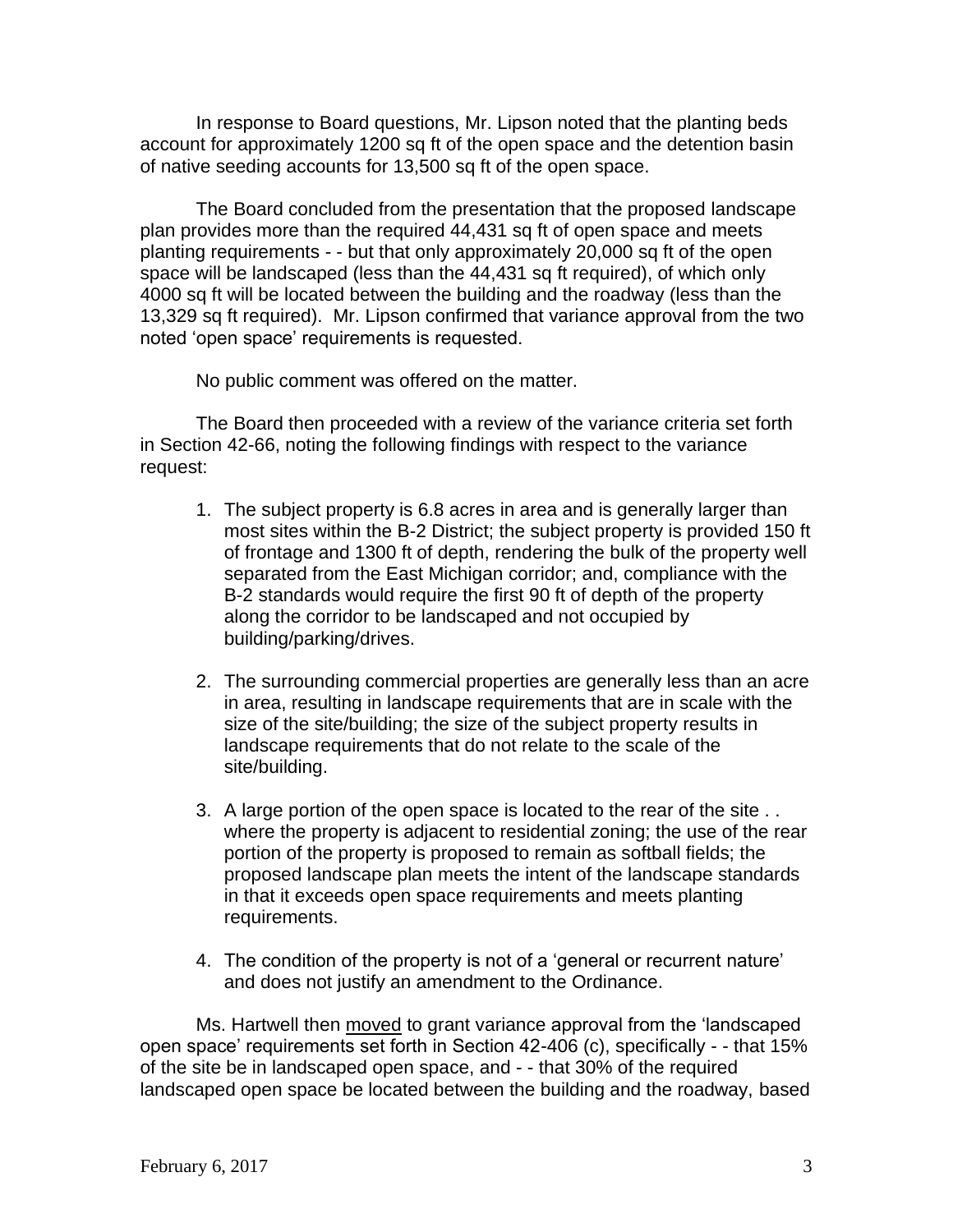In response to Board questions, Mr. Lipson noted that the planting beds account for approximately 1200 sq ft of the open space and the detention basin of native seeding accounts for 13,500 sq ft of the open space.

The Board concluded from the presentation that the proposed landscape plan provides more than the required 44,431 sq ft of open space and meets planting requirements - - but that only approximately 20,000 sq ft of the open space will be landscaped (less than the 44,431 sq ft required), of which only 4000 sq ft will be located between the building and the roadway (less than the 13,329 sq ft required). Mr. Lipson confirmed that variance approval from the two noted 'open space' requirements is requested.

No public comment was offered on the matter.

The Board then proceeded with a review of the variance criteria set forth in Section 42-66, noting the following findings with respect to the variance request:

1. The subject property is 6.8 acres in area and is generally larger than most sites within the B-2 District; the subject property is provided 150 ft of frontage and 1300 ft of depth, rendering the bulk of the property well separated from the East Michigan corridor; and, compliance with the B-2 standards would require the first 90 ft of depth of the property along the corridor to be landscaped and not occupied by building/parking/drives.

2. The surrounding commercial properties are generally less than an acre in area, resulting in landscape requirements that are in scale with the size of the site/building; the size of the subject property results in landscape requirements that do not relate to the scale of the site/building.

3. A large portion of the open space is located to the rear of the site . . where the property is adjacent to residential zoning; the use of the rear portion of the property is proposed to remain as softball fields; the proposed landscape plan meets the intent of the landscape standards in that it exceeds open space requirements and meets planting requirements.

4. The condition of the property is not of a 'general or recurrent nature' and does not justify an amendment to the Ordinance.

Ms. Hartwell then <u>moved</u> to grant variance approval from the 'landscaped open space' requirements set forth in Section 42-406 (c), specifically - - that 15% of the site be in landscaped open space, and - - that 30% of the required landscaped open space be located between the building and the roadway, based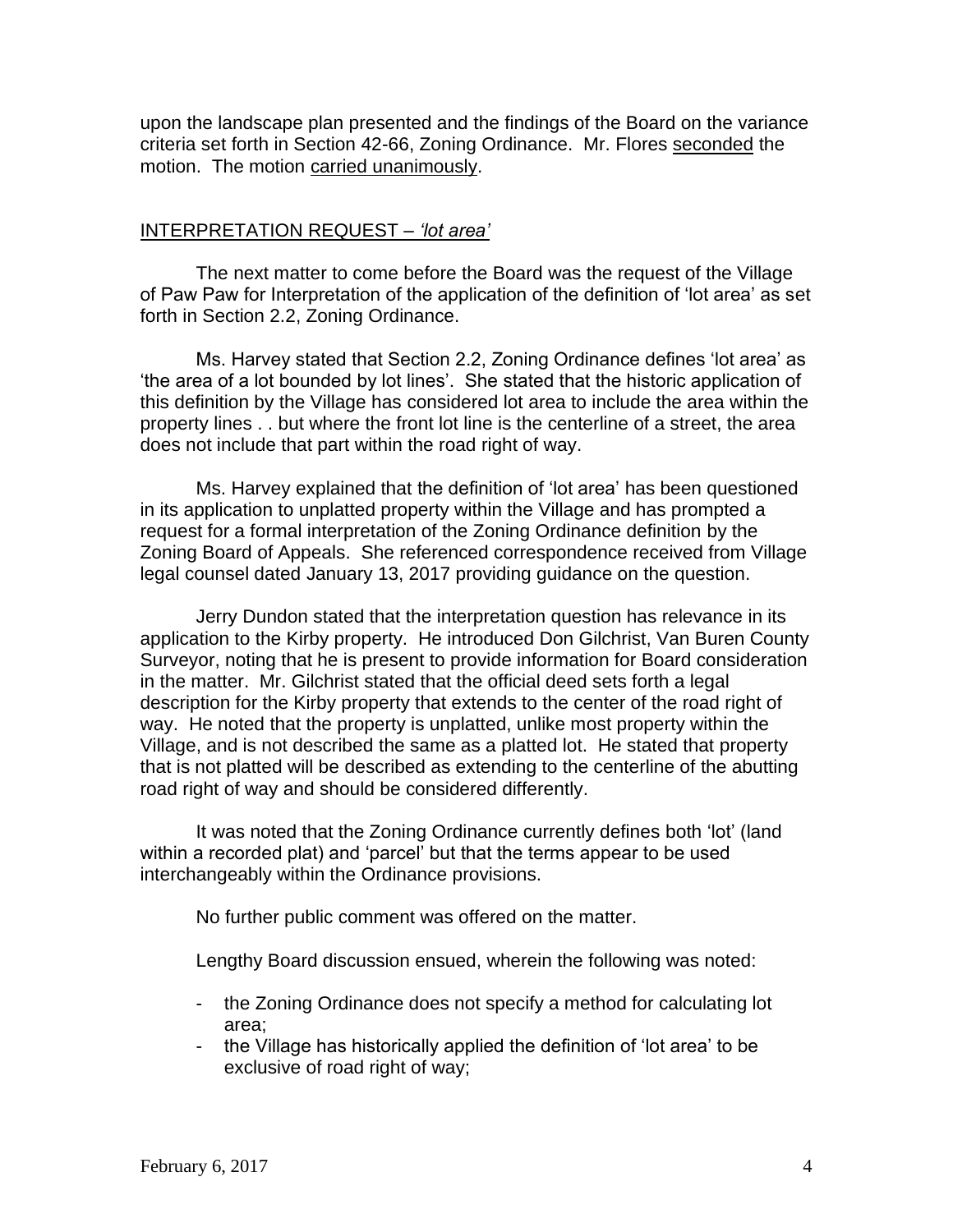upon the landscape plan presented and the findings of the Board on the variance criteria set forth in Section 42-66, Zoning Ordinance. Mr. Flores seconded the motion. The motion carried unanimously.

## INTERPRETATION REQUEST – *'lot area'*

The next matter to come before the Board was the request of the Village of Paw Paw for Interpretation of the application of the definition of 'lot area' as set forth in Section 2.2, Zoning Ordinance.

Ms. Harvey stated that Section 2.2, Zoning Ordinance defines 'lot area' as 'the area of a lot bounded by lot lines'. She stated that the historic application of this definition by the Village has considered lot area to include the area within the property lines . . but where the front lot line is the centerline of a street, the area does not include that part within the road right of way.

Ms. Harvey explained that the definition of 'lot area' has been questioned in its application to unplatted property within the Village and has prompted a request for a formal interpretation of the Zoning Ordinance definition by the Zoning Board of Appeals. She referenced correspondence received from Village legal counsel dated January 13, 2017 providing guidance on the question.

Jerry Dundon stated that the interpretation question has relevance in its application to the Kirby property. He introduced Don Gilchrist, Van Buren County Surveyor, noting that he is present to provide information for Board consideration in the matter. Mr. Gilchrist stated that the official deed sets forth a legal description for the Kirby property that extends to the center of the road right of way. He noted that the property is unplatted, unlike most property within the Village, and is not described the same as a platted lot. He stated that property that is not platted will be described as extending to the centerline of the abutting road right of way and should be considered differently.

It was noted that the Zoning Ordinance currently defines both 'lot' (land within a recorded plat) and 'parcel' but that the terms appear to be used interchangeably within the Ordinance provisions.

No further public comment was offered on the matter.

Lengthy Board discussion ensued, wherein the following was noted:

- the Zoning Ordinance does not specify a method for calculating lot area;
- the Village has historically applied the definition of 'lot area' to be exclusive of road right of way;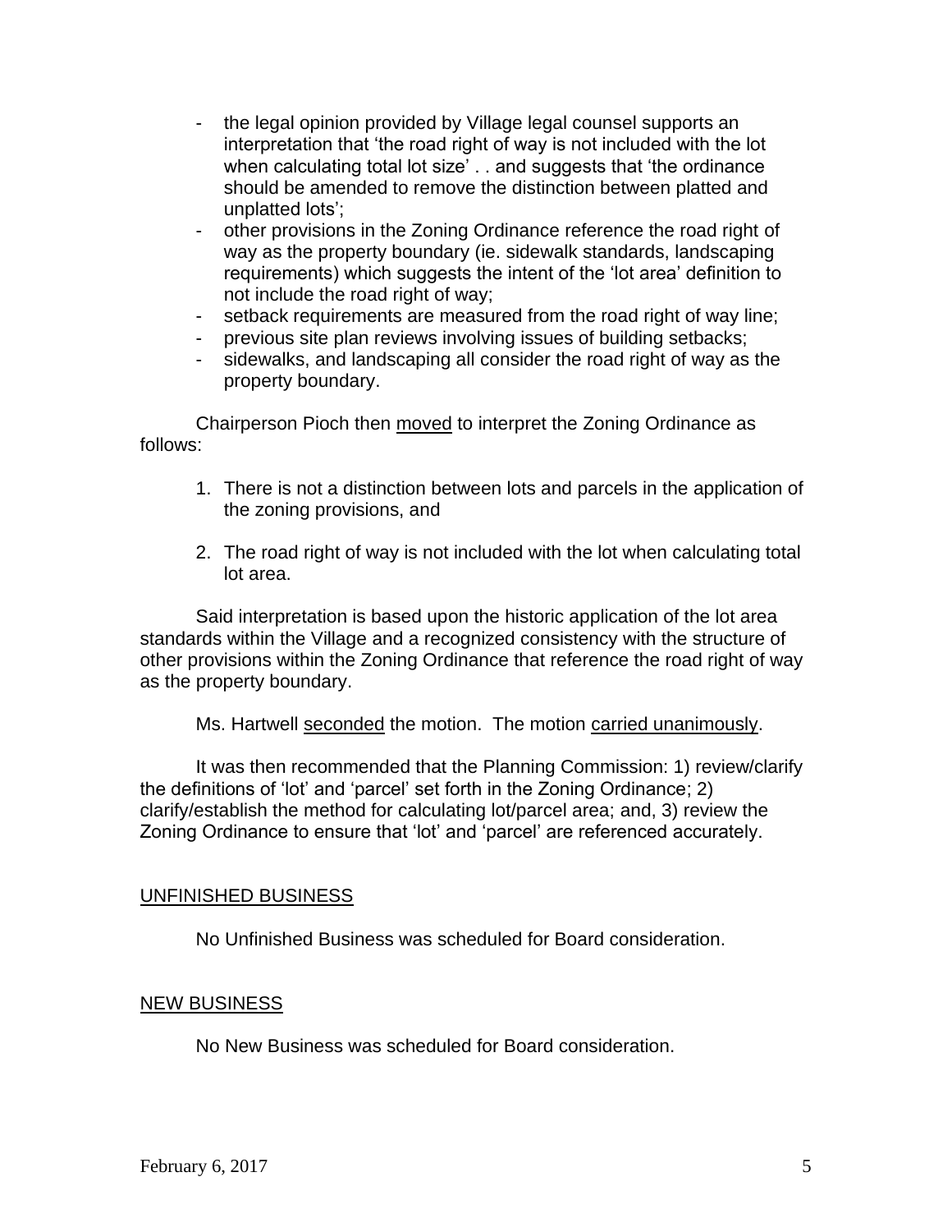- the legal opinion provided by Village legal counsel supports an interpretation that 'the road right of way is not included with the lot when calculating total lot size' . . and suggests that 'the ordinance should be amended to remove the distinction between platted and unplatted lots';
- other provisions in the Zoning Ordinance reference the road right of way as the property boundary (ie. sidewalk standards, landscaping requirements) which suggests the intent of the 'lot area' definition to not include the road right of way;
- setback requirements are measured from the road right of way line;
- previous site plan reviews involving issues of building setbacks;
- sidewalks, and landscaping all consider the road right of way as the property boundary.

Chairperson Pioch then moved to interpret the Zoning Ordinance as follows:

1. There is not a distinction between lots and parcels in the application of the zoning provisions, and
2. The road right of way is not included with the lot when calculating total lot area.

Said interpretation is based upon the historic application of the lot area standards within the Village and a recognized consistency with the structure of other provisions within the Zoning Ordinance that reference the road right of way as the property boundary.

Ms. Hartwell seconded the motion. The motion carried unanimously.

It was then recommended that the Planning Commission: 1) review/clarify the definitions of 'lot' and 'parcel' set forth in the Zoning Ordinance; 2) clarify/establish the method for calculating lot/parcel area; and, 3) review the Zoning Ordinance to ensure that 'lot' and 'parcel' are referenced accurately.

## UNFINISHED BUSINESS

No Unfinished Business was scheduled for Board consideration.

## NEW BUSINESS

No New Business was scheduled for Board consideration.

February 6, 2017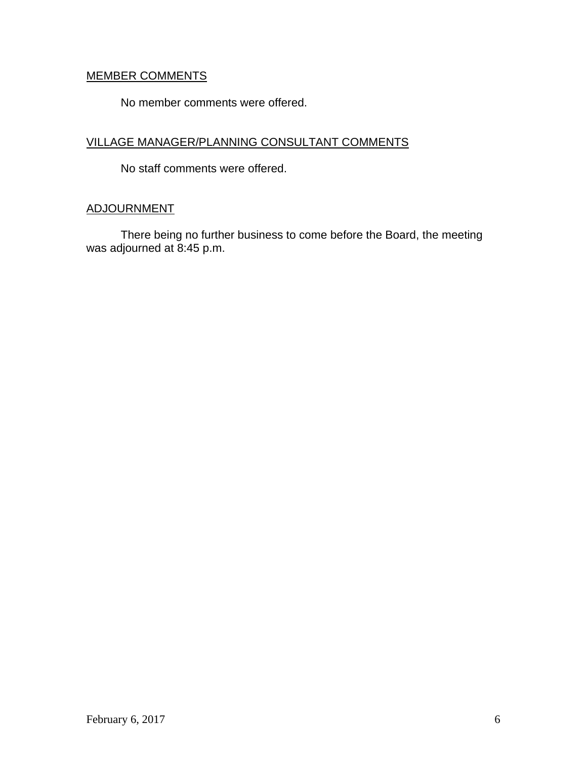MEMBER COMMENTS

No member comments were offered.

VILLAGE MANAGER/PLANNING CONSULTANT COMMENTS

No staff comments were offered.

ADJOURNMENT

There being no further business to come before the Board, the meeting was adjourned at 8:45 p.m.